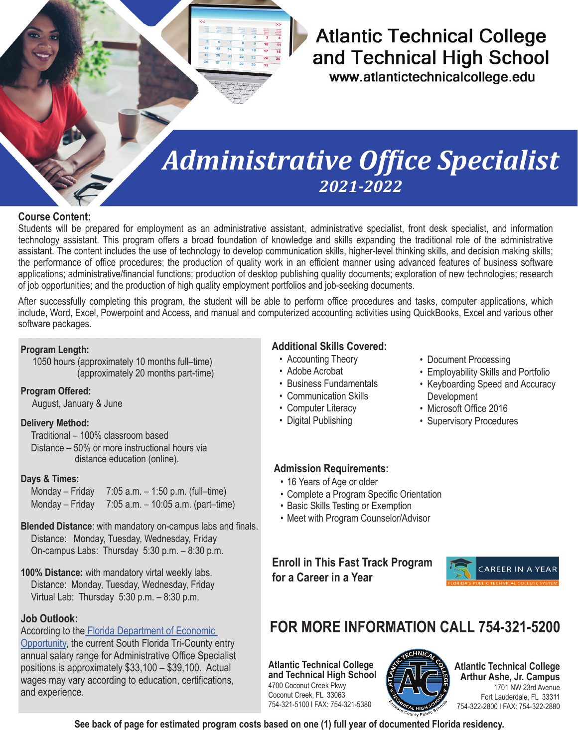# Atlantic Technical College and Technical High School

www.atlantictechnicalcollege.edu

# *Administrative Office Specialist*

***2021-2022***

**Course Content:**

Students will be prepared for employment as an administrative assistant, administrative specialist, front desk specialist, and information technology assistant. This program offers a broad foundation of knowledge and skills expanding the traditional role of the administrative assistant. The content includes the use of technology to develop communication skills, higher-level thinking skills, and decision making skills; the performance of office procedures; the production of quality work in an efficient manner using advanced features of business software applications; administrative/financial functions; production of desktop publishing quality documents; exploration of new technologies; research of job opportunities; and the production of high quality employment portfolios and job-seeking documents.

After successfully completing this program, the student will be able to perform office procedures and tasks, computer applications, which include, Word, Excel, Powerpoint and Access, and manual and computerized accounting activities using QuickBooks, Excel and various other software packages.

**Program Length:**

1050 hours (approximately 10 months full–time)
(approximately 20 months part-time)

**Program Offered:**

August, January & June

**Delivery Method:**

Traditional – 100% classroom based
Distance – 50% or more instructional hours via distance education (online).

**Days & Times:**

Monday – Friday 7:05 a.m. – 1:50 p.m. (full–time)
Monday – Friday 7:05 a.m. – 10:05 a.m. (part–time)

**Blended Distance**: with mandatory on-campus labs and finals.
Distance: Monday, Tuesday, Wednesday, Friday
On-campus Labs: Thursday 5:30 p.m. – 8:30 p.m.

**100% Distance:** with mandatory virtal weekly labs.
Distance: Monday, Tuesday, Wednesday, Friday
Virtual Lab: Thursday 5:30 p.m. – 8:30 p.m.

**Job Outlook:**

According to the Florida Department of Economic Opportunity, the current South Florida Tri-County entry annual salary range for Administrative Office Specialist positions is approximately $33,100 – $39,100. Actual wages may vary according to education, certifications, and experience.

**Additional Skills Covered:**

- Accounting Theory
- Adobe Acrobat
- Business Fundamentals
- Communication Skills
- Computer Literacy
- Digital Publishing
- Document Processing
- Employability Skills and Portfolio
- Keyboarding Speed and Accuracy Development
- Microsoft Office 2016
- Supervisory Procedures

**Admission Requirements:**

- 16 Years of Age or older
- Complete a Program Specific Orientation
- Basic Skills Testing or Exemption
- Meet with Program Counselor/Advisor

**Enroll in This Fast Track Program for a Career in a Year**

CAREER IN A YEAR
FLORIDA'S PUBLIC TECHNICAL COLLEGE SYSTEM

## FOR MORE INFORMATION CALL 754-321-5200

**Atlantic Technical College and Technical High School**
4700 Coconut Creek Pkwy
Coconut Creek, FL 33063
754-321-5100 I FAX: 754-321-5380

**Atlantic Technical College Arthur Ashe, Jr. Campus**
1701 NW 23rd Avenue
Fort Lauderdale, FL 33311
754-322-2800 I FAX: 754-322-2880

**See back of page for estimated program costs based on one (1) full year of documented Florida residency.**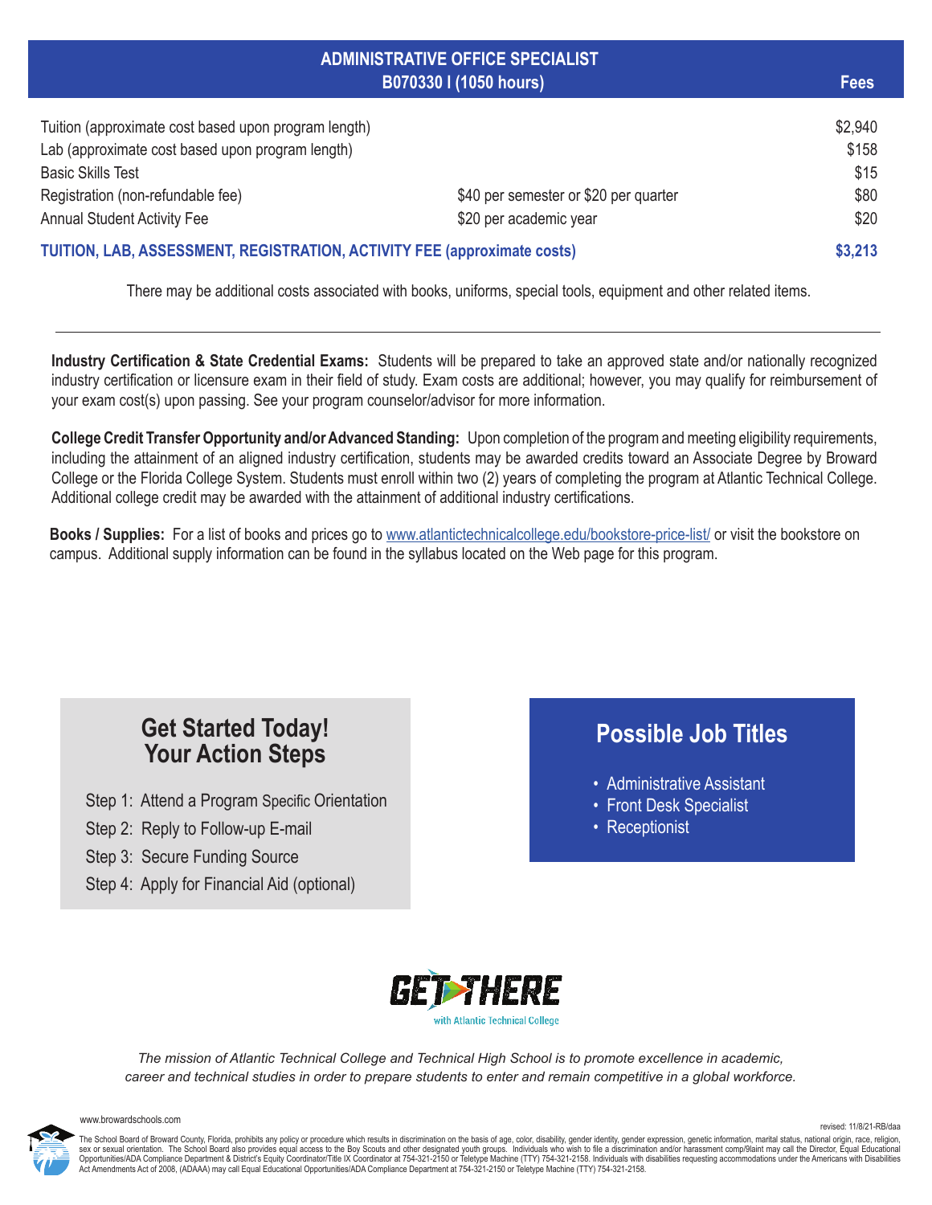## ADMINISTRATIVE OFFICE SPECIALIST
## B070330 I (1050 hours)

| | | Fees |
|---|---|---|
| Tuition (approximate cost based upon program length) | | $2,940 |
| Lab (approximate cost based upon program length) | | $158 |
| Basic Skills Test | | $15 |
| Registration (non-refundable fee) | $40 per semester or $20 per quarter | $80 |
| Annual Student Activity Fee | $20 per academic year | $20 |
| **TUITION, LAB, ASSESSMENT, REGISTRATION, ACTIVITY FEE (approximate costs)** | | **$3,213** |

There may be additional costs associated with books, uniforms, special tools, equipment and other related items.

---

**Industry Certification & State Credential Exams:** Students will be prepared to take an approved state and/or nationally recognized industry certification or licensure exam in their field of study. Exam costs are additional; however, you may qualify for reimbursement of your exam cost(s) upon passing. See your program counselor/advisor for more information.

**College Credit Transfer Opportunity and/or Advanced Standing:** Upon completion of the program and meeting eligibility requirements, including the attainment of an aligned industry certification, students may be awarded credits toward an Associate Degree by Broward College or the Florida College System. Students must enroll within two (2) years of completing the program at Atlantic Technical College. Additional college credit may be awarded with the attainment of additional industry certifications.

**Books / Supplies:** For a list of books and prices go to www.atlantictechnicalcollege.edu/bookstore-price-list/ or visit the bookstore on campus. Additional supply information can be found in the syllabus located on the Web page for this program.

## Get Started Today! Your Action Steps

Step 1: Attend a Program Specific Orientation
Step 2: Reply to Follow-up E-mail
Step 3: Secure Funding Source
Step 4: Apply for Financial Aid (optional)

## Possible Job Titles

- Administrative Assistant
- Front Desk Specialist
- Receptionist

GET THERE with Atlantic Technical College

*The mission of Atlantic Technical College and Technical High School is to promote excellence in academic, career and technical studies in order to prepare students to enter and remain competitive in a global workforce.*

www.browardschools.com

revised: 11/8/21-RB/daa

The School Board of Broward County, Florida, prohibits any policy or procedure which results in discrimination on the basis of age, color, disability, gender identity, gender expression, genetic information, marital status, national origin, race, religion, sex or sexual orientation. The School Board also provides equal access to the Boy Scouts and other designated youth groups. Individuals who wish to file a discrimination and/or harassment comp/9laint may call the Director, Equal Educational Opportunities/ADA Compliance Department & District's Equity Coordinator/Title IX Coordinator at 754-321-2150 or Teletype Machine (TTY) 754-321-2158. Individuals with disabilities requesting accommodations under the Americans with Disabilities Act Amendments Act of 2008, (ADAAA) may call Equal Educational Opportunities/ADA Compliance Department at 754-321-2150 or Teletype Machine (TTY) 754-321-2158.